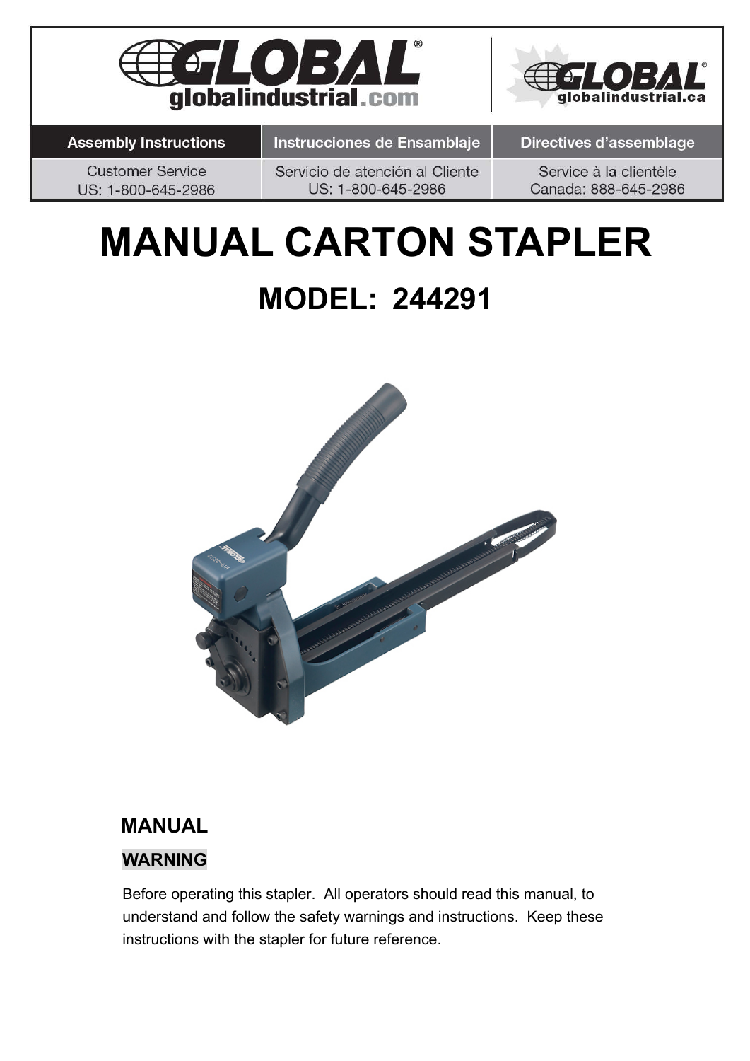GLOBAL globalindustrial.com

GLOBAL globalindustrial.ca

| Assembly Instructions | Instrucciones de Ensamblaje | Directives d'assemblage |
| --- | --- | --- |
| Customer Service<br>US: 1-800-645-2986 | Servicio de atención al Cliente<br>US: 1-800-645-2986 | Service à la clientèle<br>Canada: 888-645-2986 |

# MANUAL CARTON STAPLER

## MODEL: 244291

### MANUAL

**WARNING**

Before operating this stapler. All operators should read this manual, to understand and follow the safety warnings and instructions. Keep these instructions with the stapler for future reference.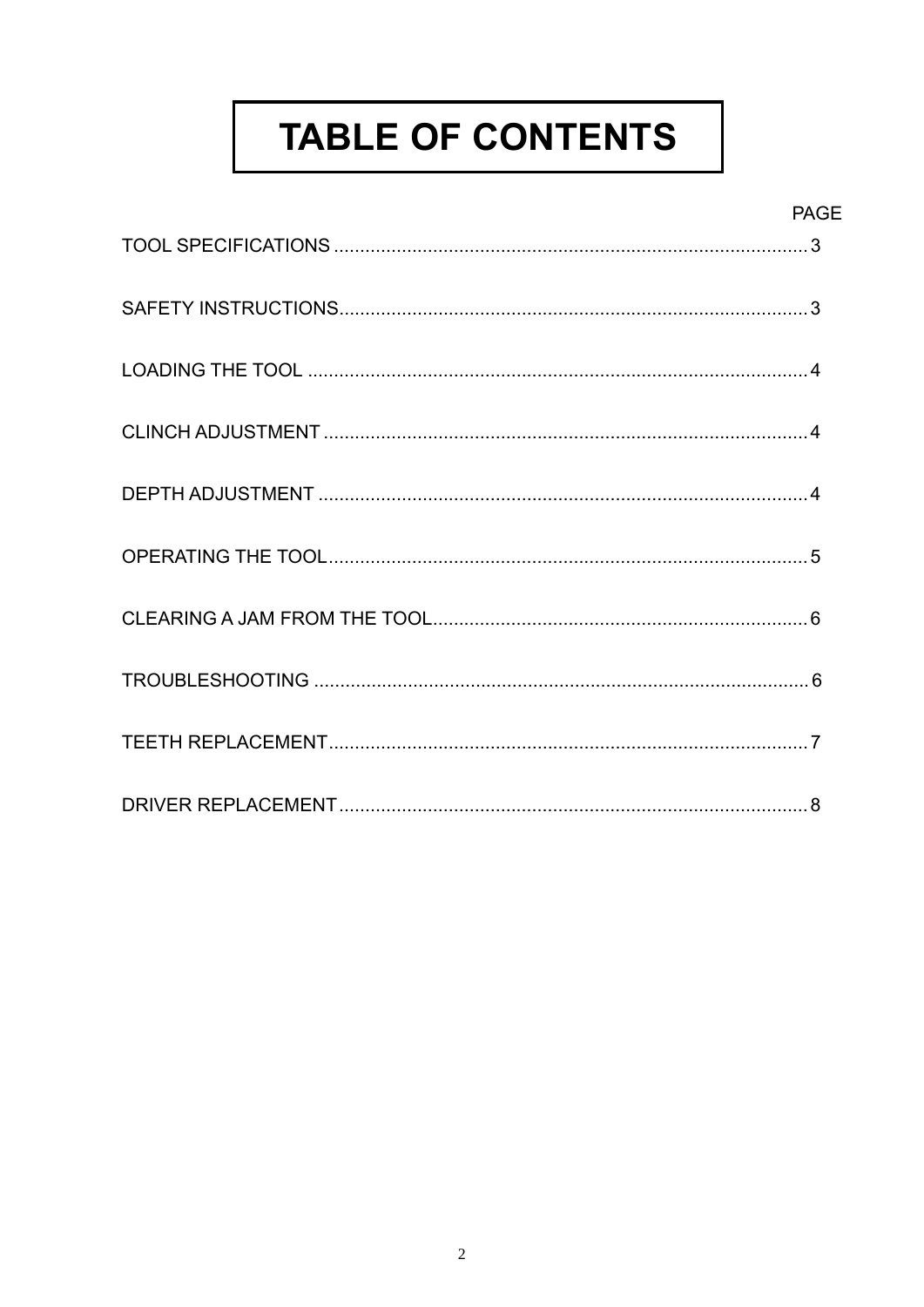# TABLE OF CONTENTS

| | PAGE |
|---|---|
| TOOL SPECIFICATIONS | 3 |
| SAFETY INSTRUCTIONS | 3 |
| LOADING THE TOOL | 4 |
| CLINCH ADJUSTMENT | 4 |
| DEPTH ADJUSTMENT | 4 |
| OPERATING THE TOOL | 5 |
| CLEARING A JAM FROM THE TOOL | 6 |
| TROUBLESHOOTING | 6 |
| TEETH REPLACEMENT | 7 |
| DRIVER REPLACEMENT | 8 |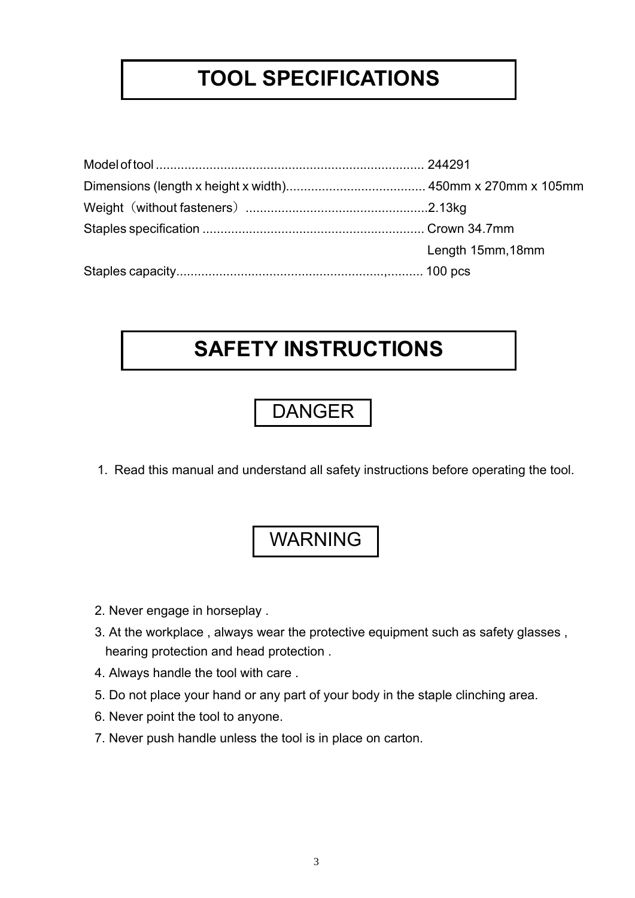# TOOL SPECIFICATIONS

Model of tool ........................................................................... 244291
Dimensions (length x height x width)....................................... 450mm x 270mm x 105mm
Weight（without fasteners）..................................................2.13kg
Staples specification ............................................................. Crown 34.7mm
Length 15mm,18mm
Staples capacity....................................................,.......... 100 pcs

# SAFETY INSTRUCTIONS

## DANGER

1. Read this manual and understand all safety instructions before operating the tool.

## WARNING

2. Never engage in horseplay .
3. At the workplace , always wear the protective equipment such as safety glasses , hearing protection and head protection .
4. Always handle the tool with care .
5. Do not place your hand or any part of your body in the staple clinching area.
6. Never point the tool to anyone.
7. Never push handle unless the tool is in place on carton.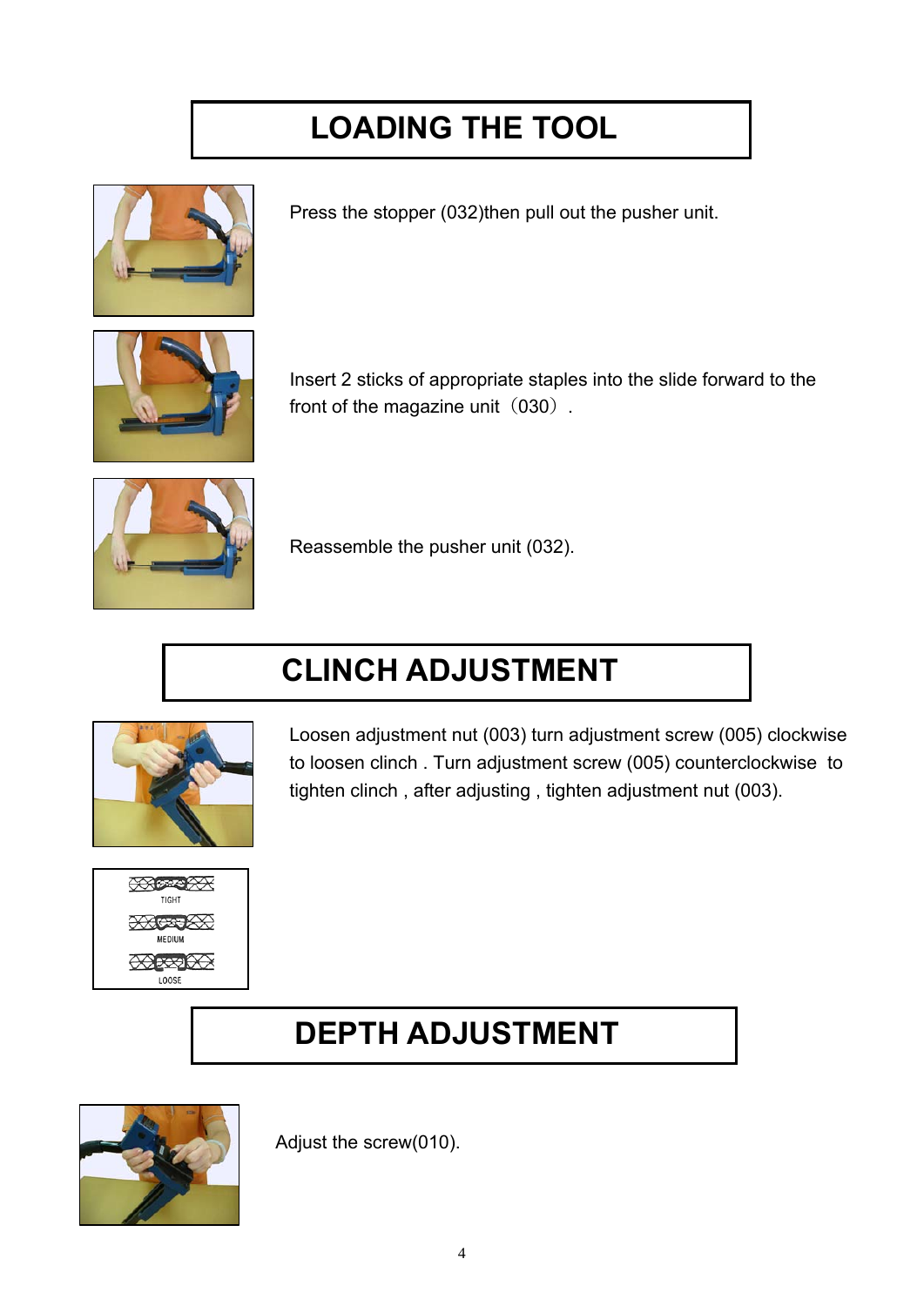# LOADING THE TOOL

Press the stopper (032)then pull out the pusher unit.

Insert 2 sticks of appropriate staples into the slide forward to the front of the magazine unit（030）.

Reassemble the pusher unit (032).

# CLINCH ADJUSTMENT

Loosen adjustment nut (003) turn adjustment screw (005) clockwise to loosen clinch . Turn adjustment screw (005) counterclockwise to tighten clinch , after adjusting , tighten adjustment nut (003).

TIGHT

MEDIUM

LOOSE

# DEPTH ADJUSTMENT

Adjust the screw(010).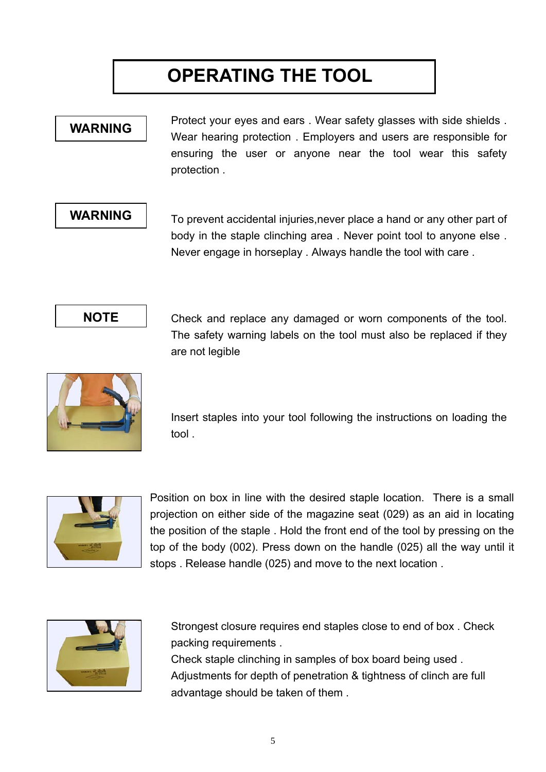# OPERATING THE TOOL

**WARNING**

Protect your eyes and ears . Wear safety glasses with side shields . Wear hearing protection . Employers and users are responsible for ensuring the user or anyone near the tool wear this safety protection .

**WARNING**

To prevent accidental injuries,never place a hand or any other part of body in the staple clinching area . Never point tool to anyone else . Never engage in horseplay . Always handle the tool with care .

**NOTE**

Check and replace any damaged or worn components of the tool. The safety warning labels on the tool must also be replaced if they are not legible

Insert staples into your tool following the instructions on loading the tool .

Position on box in line with the desired staple location. There is a small projection on either side of the magazine seat (029) as an aid in locating the position of the staple . Hold the front end of the tool by pressing on the top of the body (002). Press down on the handle (025) all the way until it stops . Release handle (025) and move to the next location .

Strongest closure requires end staples close to end of box . Check packing requirements .
Check staple clinching in samples of box board being used .
Adjustments for depth of penetration & tightness of clinch are full advantage should be taken of them .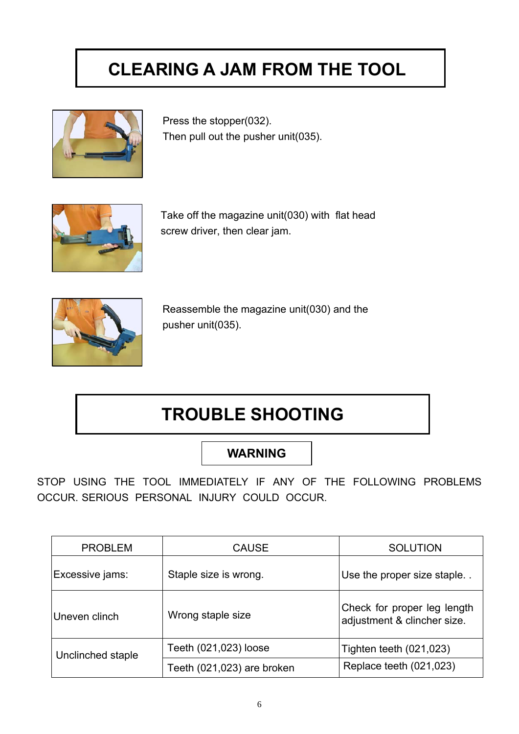# CLEARING A JAM FROM THE TOOL

Press the stopper(032).
Then pull out the pusher unit(035).

Take off the magazine unit(030) with flat head screw driver, then clear jam.

Reassemble the magazine unit(030) and the pusher unit(035).

# TROUBLE SHOOTING

**WARNING**

STOP USING THE TOOL IMMEDIATELY IF ANY OF THE FOLLOWING PROBLEMS OCCUR. SERIOUS PERSONAL INJURY COULD OCCUR.

| PROBLEM | CAUSE | SOLUTION |
|---|---|---|
| Excessive jams: | Staple size is wrong. | Use the proper size staple. . |
| Uneven clinch | Wrong staple size | Check for proper leg length adjustment & clincher size. |
| Unclinched staple | Teeth (021,023) loose | Tighten teeth (021,023) |
| | Teeth (021,023) are broken | Replace teeth (021,023) |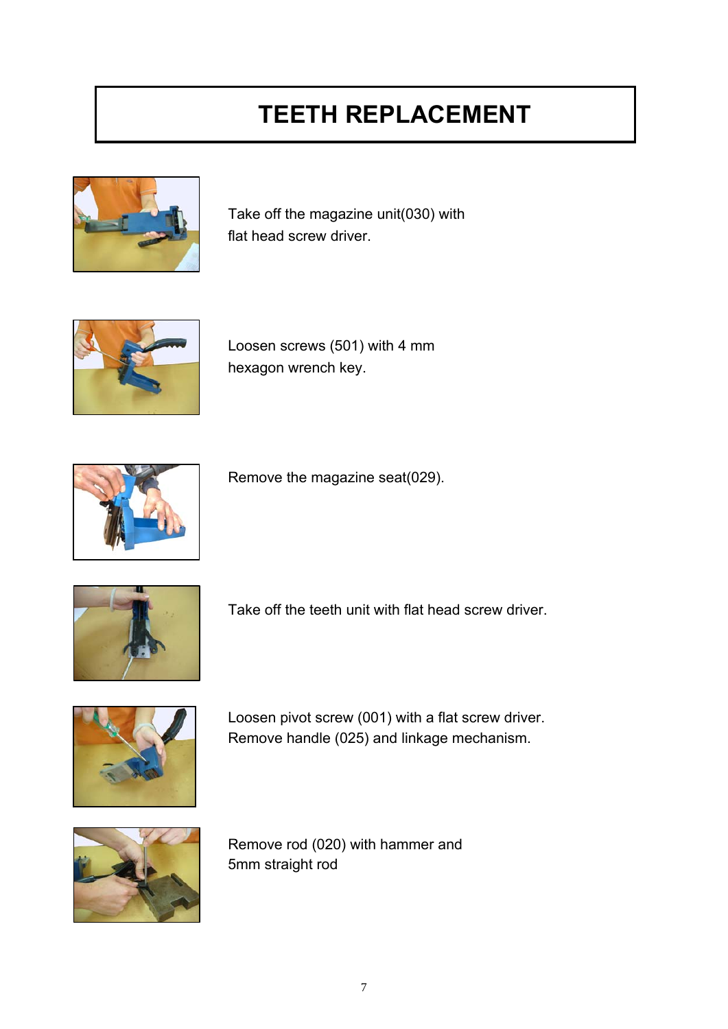# TEETH REPLACEMENT

Take off the magazine unit(030) with flat head screw driver.

Loosen screws (501) with 4 mm hexagon wrench key.

Remove the magazine seat(029).

Take off the teeth unit with flat head screw driver.

Loosen pivot screw (001) with a flat screw driver.
Remove handle (025) and linkage mechanism.

Remove rod (020) with hammer and 5mm straight rod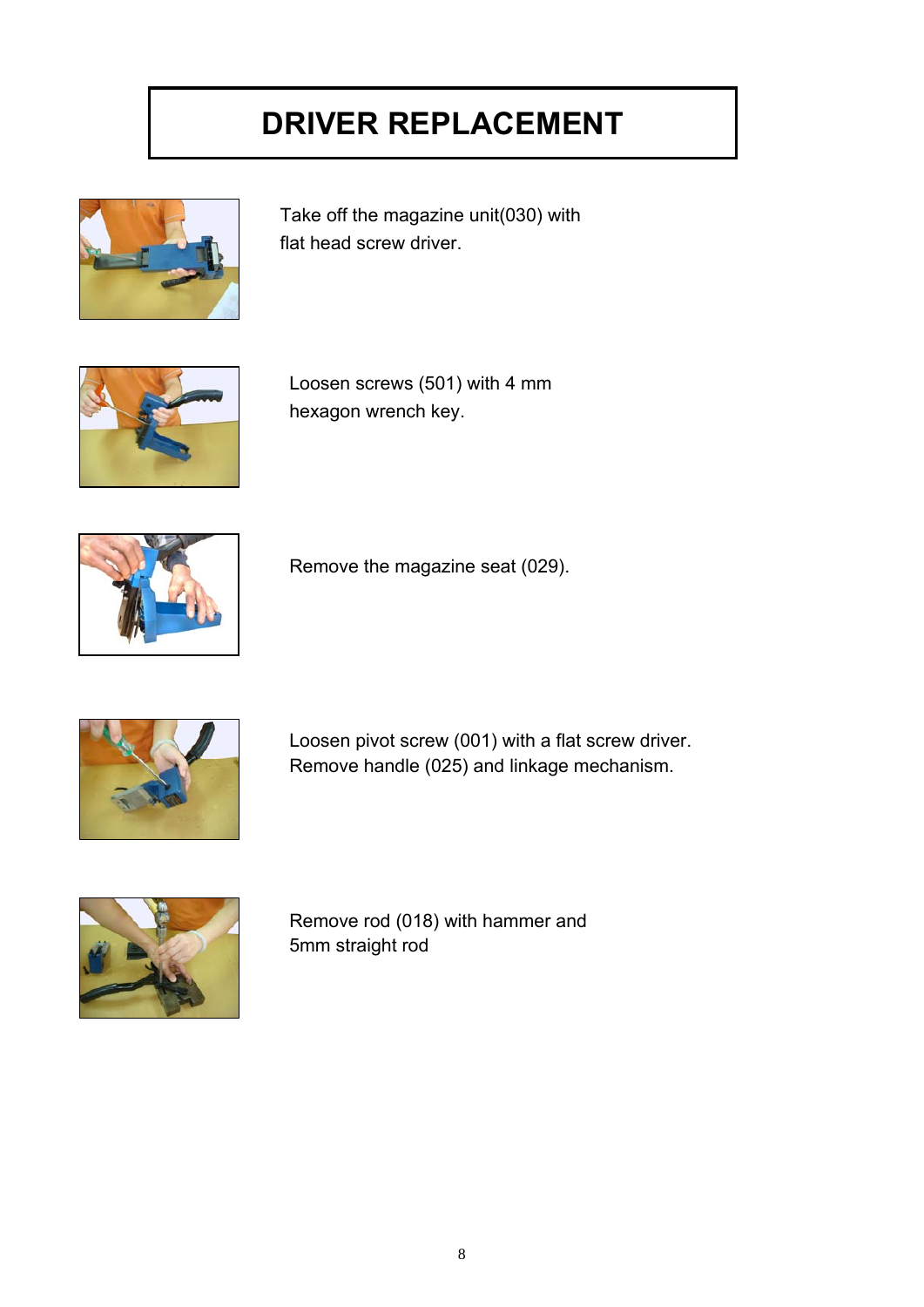# DRIVER REPLACEMENT

Take off the magazine unit(030) with flat head screw driver.

Loosen screws (501) with 4 mm hexagon wrench key.

Remove the magazine seat (029).

Loosen pivot screw (001) with a flat screw driver.
Remove handle (025) and linkage mechanism.

Remove rod (018) with hammer and 5mm straight rod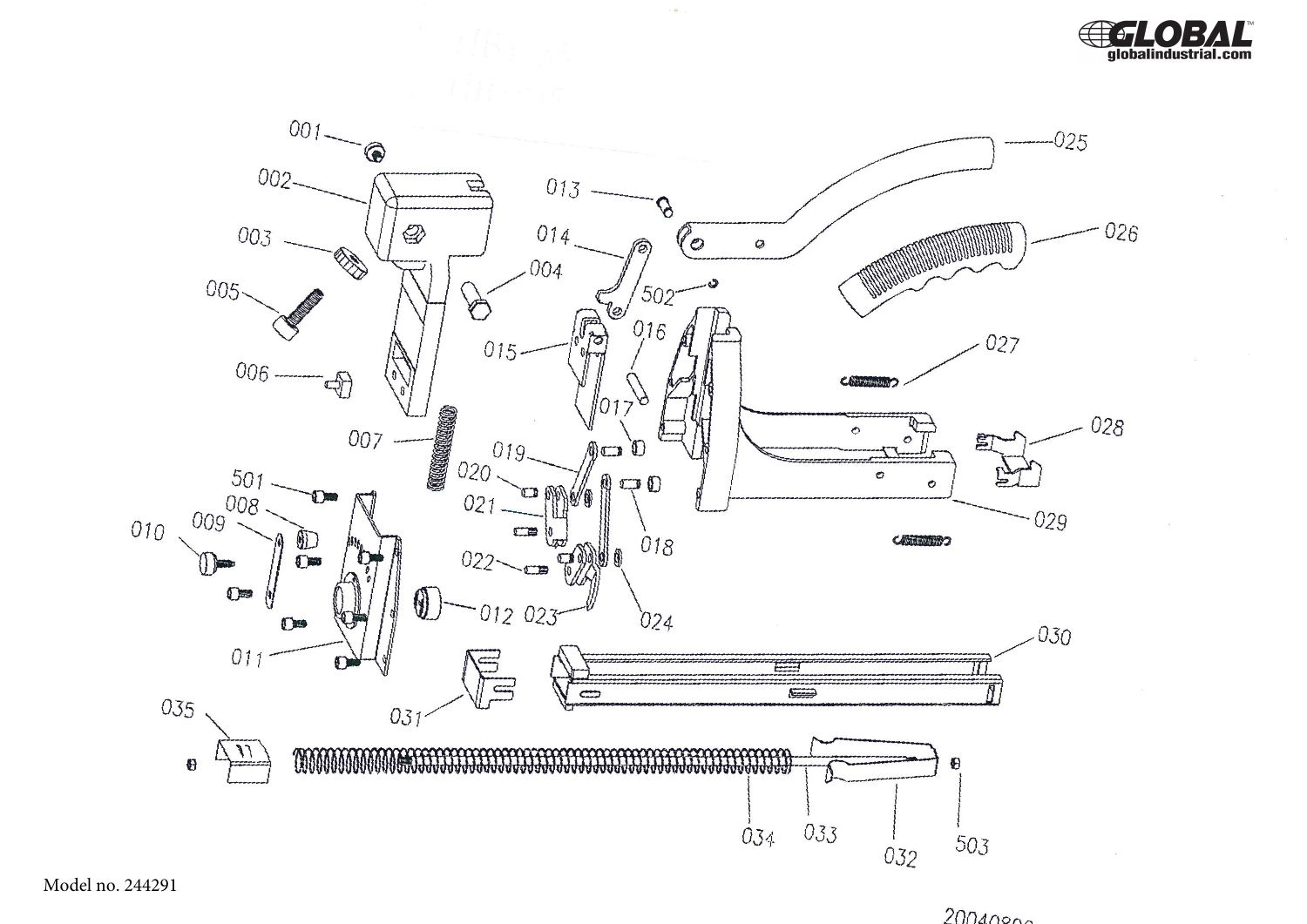Model no. 244291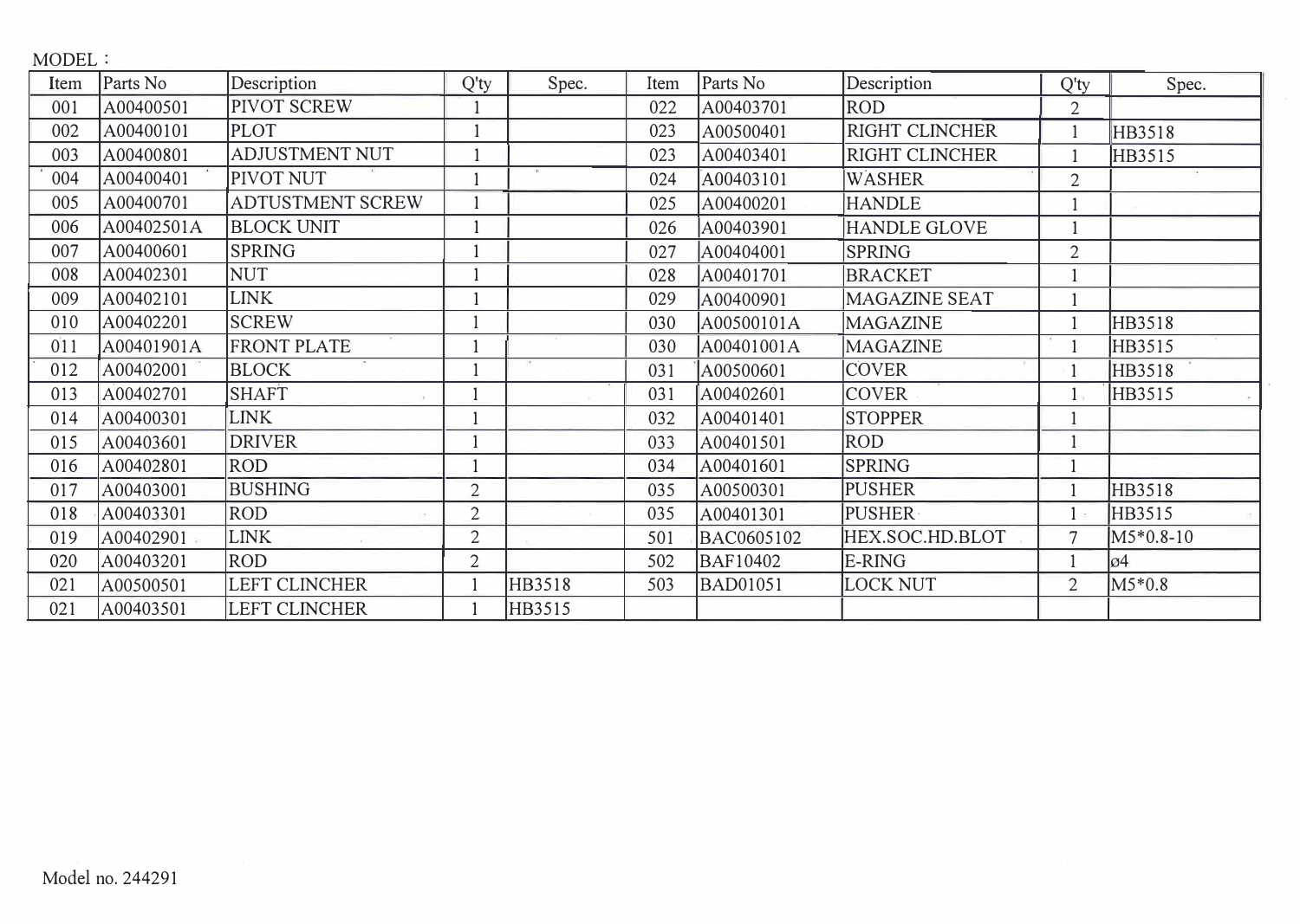MODEL :

| Item | Parts No | Description | Q'ty | Spec. | Item | Parts No | Description | Q'ty | Spec. |
|---|---|---|---|---|---|---|---|---|---|
| 001 | A00400501 | PIVOT SCREW | 1 | | 022 | A00403701 | ROD | 2 | |
| 002 | A00400101 | PLOT | 1 | | 023 | A00500401 | RIGHT CLINCHER | 1 | HB3518 |
| 003 | A00400801 | ADJUSTMENT NUT | 1 | | 023 | A00403401 | RIGHT CLINCHER | 1 | HB3515 |
| 004 | A00400401 | PIVOT NUT | 1 | | 024 | A00403101 | WASHER | 2 | |
| 005 | A00400701 | ADTUSTMENT SCREW | 1 | | 025 | A00400201 | HANDLE | 1 | |
| 006 | A00402501A | BLOCK UNIT | 1 | | 026 | A00403901 | HANDLE GLOVE | 1 | |
| 007 | A00400601 | SPRING | 1 | | 027 | A00404001 | SPRING | 2 | |
| 008 | A00402301 | NUT | 1 | | 028 | A00401701 | BRACKET | 1 | |
| 009 | A00402101 | LINK | 1 | | 029 | A00400901 | MAGAZINE SEAT | 1 | |
| 010 | A00402201 | SCREW | 1 | | 030 | A00500101A | MAGAZINE | 1 | HB3518 |
| 011 | A00401901A | FRONT PLATE | 1 | | 030 | A00401001A | MAGAZINE | 1 | HB3515 |
| 012 | A00402001 | BLOCK | 1 | | 031 | A00500601 | COVER | 1 | HB3518 |
| 013 | A00402701 | SHAFT | 1 | | 031 | A00402601 | COVER | 1 | HB3515 |
| 014 | A00400301 | LINK | 1 | | 032 | A00401401 | STOPPER | 1 | |
| 015 | A00403601 | DRIVER | 1 | | 033 | A00401501 | ROD | 1 | |
| 016 | A00402801 | ROD | 1 | | 034 | A00401601 | SPRING | 1 | |
| 017 | A00403001 | BUSHING | 2 | | 035 | A00500301 | PUSHER | 1 | HB3518 |
| 018 | A00403301 | ROD | 2 | | 035 | A00401301 | PUSHER | 1 | HB3515 |
| 019 | A00402901 | LINK | 2 | | 501 | BAC0605102 | HEX.SOC.HD.BLOT | 7 | M5*0.8-10 |
| 020 | A00403201 | ROD | 2 | | 502 | BAF10402 | E-RING | 1 | ø4 |
| 021 | A00500501 | LEFT CLINCHER | 1 | HB3518 | 503 | BAD01051 | LOCK NUT | 2 | M5*0.8 |
| 021 | A00403501 | LEFT CLINCHER | 1 | HB3515 | | | | | |

Model no. 244291